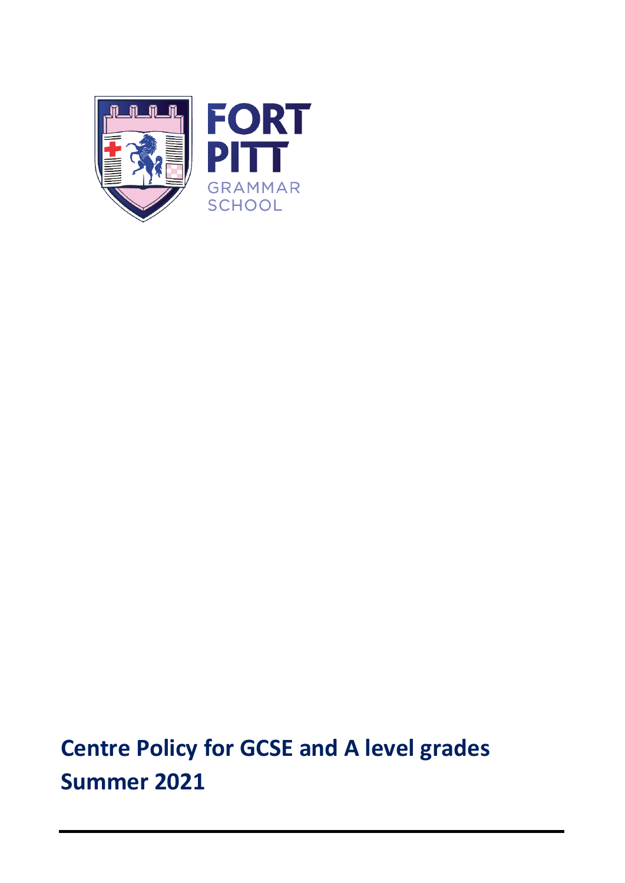FORT PITT GRAMMAR SCHOOL

# Centre Policy for GCSE and A level grades Summer 2021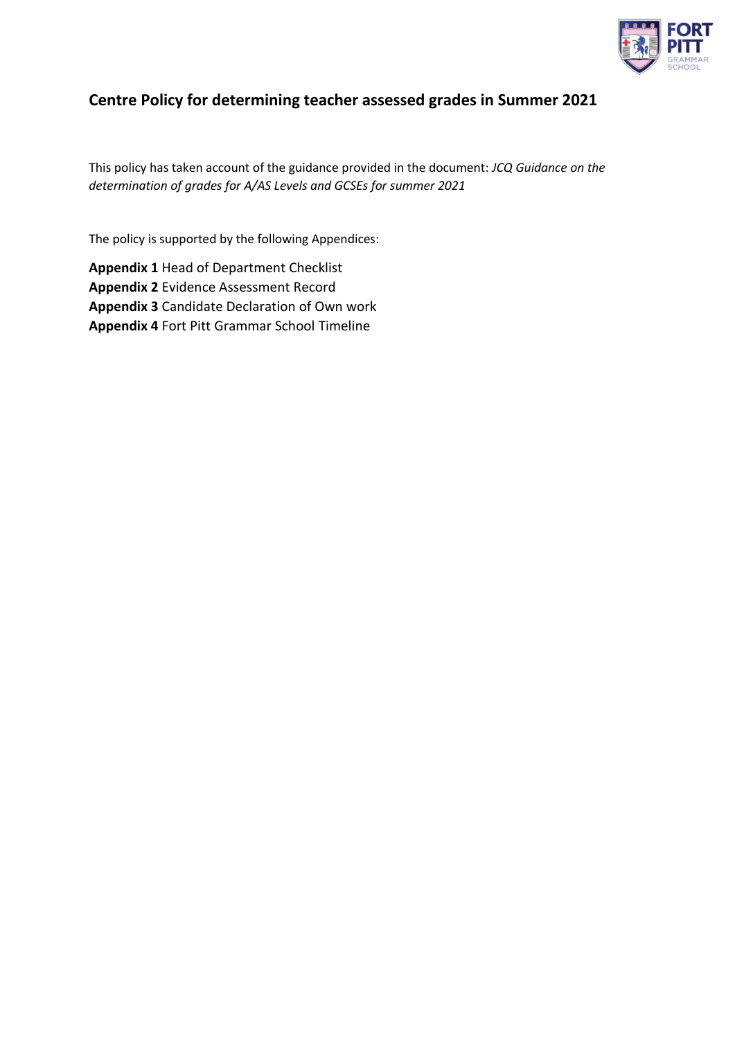## Centre Policy for determining teacher assessed grades in Summer 2021

This policy has taken account of the guidance provided in the document: *JCQ Guidance on the determination of grades for A/AS Levels and GCSEs for summer 2021*

The policy is supported by the following Appendices:

**Appendix 1** Head of Department Checklist
**Appendix 2** Evidence Assessment Record
**Appendix 3** Candidate Declaration of Own work
**Appendix 4** Fort Pitt Grammar School Timeline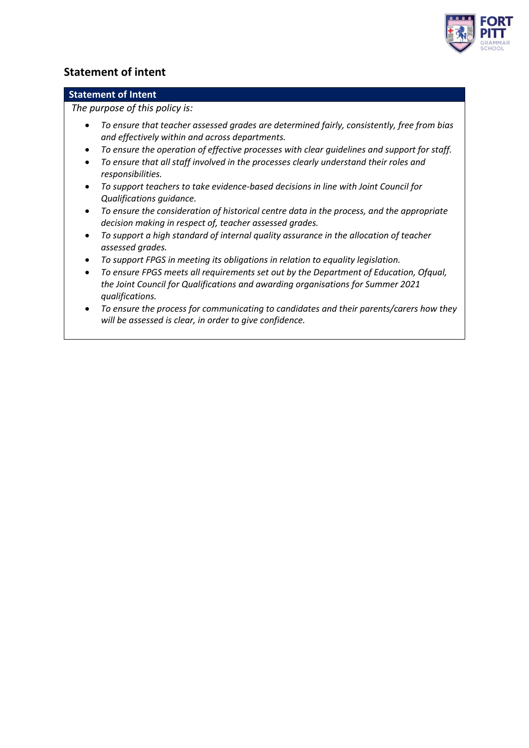## Statement of intent

**Statement of Intent**

*The purpose of this policy is:*

- *To ensure that teacher assessed grades are determined fairly, consistently, free from bias and effectively within and across departments.*
- *To ensure the operation of effective processes with clear guidelines and support for staff.*
- *To ensure that all staff involved in the processes clearly understand their roles and responsibilities.*
- *To support teachers to take evidence-based decisions in line with Joint Council for Qualifications guidance.*
- *To ensure the consideration of historical centre data in the process, and the appropriate decision making in respect of, teacher assessed grades.*
- *To support a high standard of internal quality assurance in the allocation of teacher assessed grades.*
- *To support FPGS in meeting its obligations in relation to equality legislation.*
- *To ensure FPGS meets all requirements set out by the Department of Education, Ofqual, the Joint Council for Qualifications and awarding organisations for Summer 2021 qualifications.*
- *To ensure the process for communicating to candidates and their parents/carers how they will be assessed is clear, in order to give confidence.*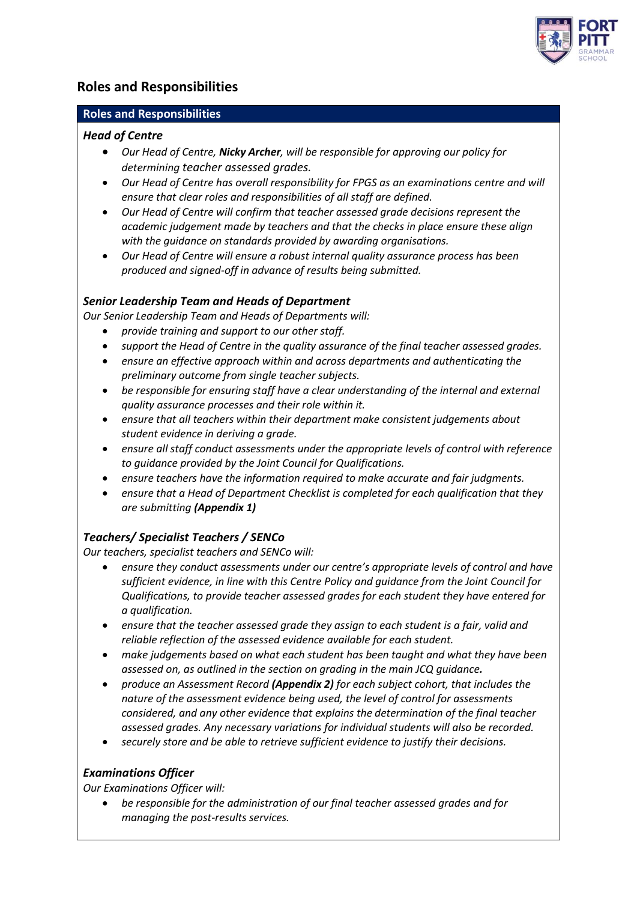## Roles and Responsibilities

### Roles and Responsibilities

#### *Head of Centre*

- *Our Head of Centre, **Nicky Archer**, will be responsible for approving our policy for determining teacher assessed grades.*
- *Our Head of Centre has overall responsibility for FPGS as an examinations centre and will ensure that clear roles and responsibilities of all staff are defined.*
- *Our Head of Centre will confirm that teacher assessed grade decisions represent the academic judgement made by teachers and that the checks in place ensure these align with the guidance on standards provided by awarding organisations.*
- *Our Head of Centre will ensure a robust internal quality assurance process has been produced and signed-off in advance of results being submitted.*

#### *Senior Leadership Team and Heads of Department*

*Our Senior Leadership Team and Heads of Departments will:*

- *provide training and support to our other staff.*
- *support the Head of Centre in the quality assurance of the final teacher assessed grades.*
- *ensure an effective approach within and across departments and authenticating the preliminary outcome from single teacher subjects.*
- *be responsible for ensuring staff have a clear understanding of the internal and external quality assurance processes and their role within it.*
- *ensure that all teachers within their department make consistent judgements about student evidence in deriving a grade.*
- *ensure all staff conduct assessments under the appropriate levels of control with reference to guidance provided by the Joint Council for Qualifications.*
- *ensure teachers have the information required to make accurate and fair judgments.*
- *ensure that a Head of Department Checklist is completed for each qualification that they are submitting **(Appendix 1)***

#### *Teachers/ Specialist Teachers / SENCo*

*Our teachers, specialist teachers and SENCo will:*

- *ensure they conduct assessments under our centre's appropriate levels of control and have sufficient evidence, in line with this Centre Policy and guidance from the Joint Council for Qualifications, to provide teacher assessed grades for each student they have entered for a qualification.*
- *ensure that the teacher assessed grade they assign to each student is a fair, valid and reliable reflection of the assessed evidence available for each student.*
- *make judgements based on what each student has been taught and what they have been assessed on, as outlined in the section on grading in the main JCQ guidance**.***
- *produce an Assessment Record **(Appendix 2)** for each subject cohort, that includes the nature of the assessment evidence being used, the level of control for assessments considered, and any other evidence that explains the determination of the final teacher assessed grades. Any necessary variations for individual students will also be recorded.*
- *securely store and be able to retrieve sufficient evidence to justify their decisions.*

#### *Examinations Officer*

*Our Examinations Officer will:*

- *be responsible for the administration of our final teacher assessed grades and for managing the post-results services.*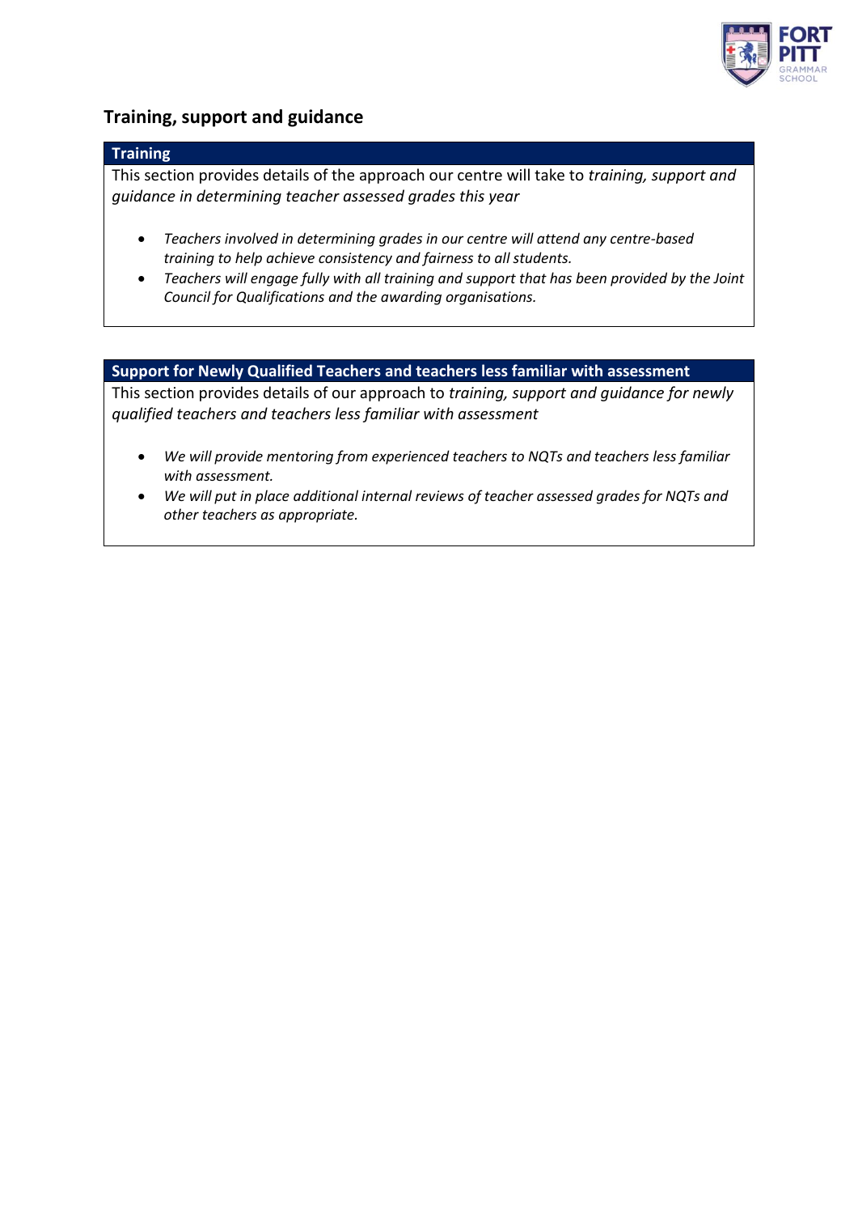## Training, support and guidance

### Training

This section provides details of the approach our centre will take to *training, support and guidance in determining teacher assessed grades this year*

- *Teachers involved in determining grades in our centre will attend any centre-based training to help achieve consistency and fairness to all students.*
- *Teachers will engage fully with all training and support that has been provided by the Joint Council for Qualifications and the awarding organisations.*

### Support for Newly Qualified Teachers and teachers less familiar with assessment

This section provides details of our approach to *training, support and guidance for newly qualified teachers and teachers less familiar with assessment*

- *We will provide mentoring from experienced teachers to NQTs and teachers less familiar with assessment.*
- *We will put in place additional internal reviews of teacher assessed grades for NQTs and other teachers as appropriate.*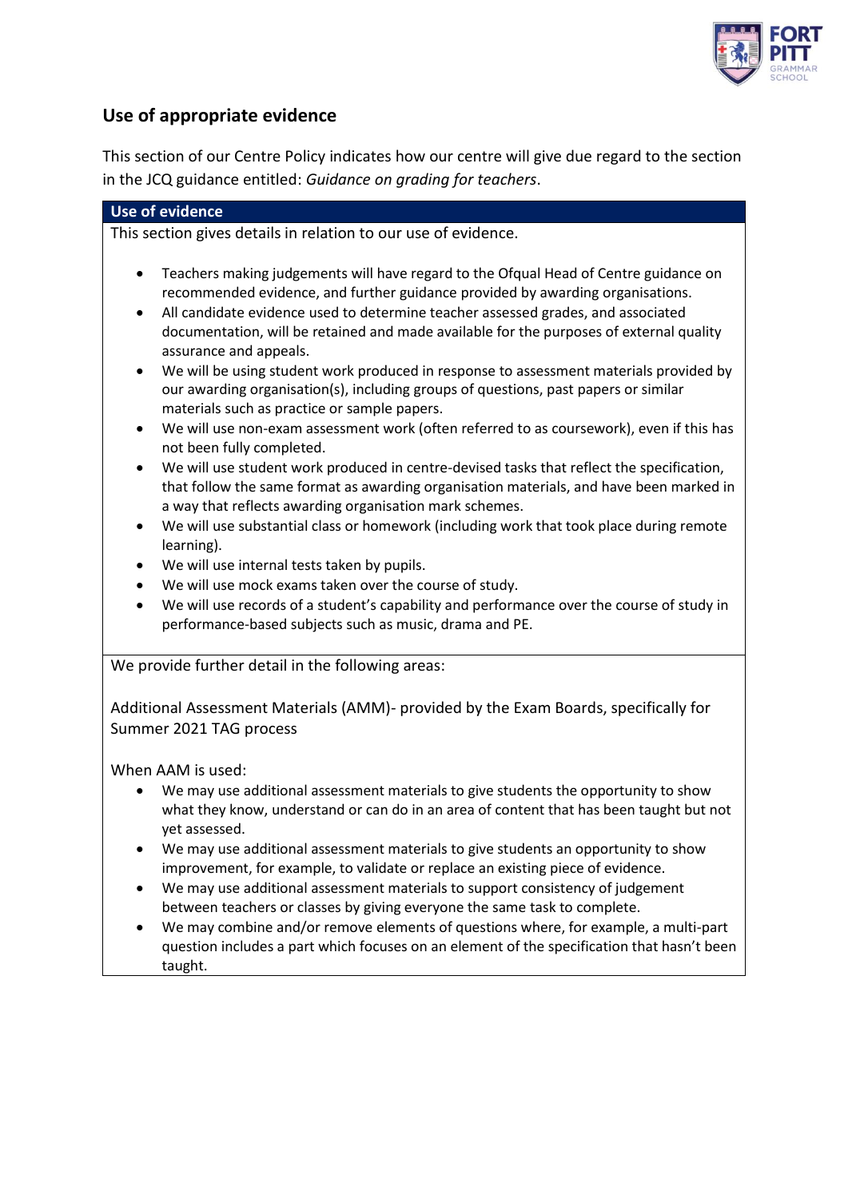## Use of appropriate evidence

This section of our Centre Policy indicates how our centre will give due regard to the section in the JCQ guidance entitled: *Guidance on grading for teachers*.

**Use of evidence**

This section gives details in relation to our use of evidence.

- Teachers making judgements will have regard to the Ofqual Head of Centre guidance on recommended evidence, and further guidance provided by awarding organisations.
- All candidate evidence used to determine teacher assessed grades, and associated documentation, will be retained and made available for the purposes of external quality assurance and appeals.
- We will be using student work produced in response to assessment materials provided by our awarding organisation(s), including groups of questions, past papers or similar materials such as practice or sample papers.
- We will use non-exam assessment work (often referred to as coursework), even if this has not been fully completed.
- We will use student work produced in centre-devised tasks that reflect the specification, that follow the same format as awarding organisation materials, and have been marked in a way that reflects awarding organisation mark schemes.
- We will use substantial class or homework (including work that took place during remote learning).
- We will use internal tests taken by pupils.
- We will use mock exams taken over the course of study.
- We will use records of a student's capability and performance over the course of study in performance-based subjects such as music, drama and PE.

We provide further detail in the following areas:

Additional Assessment Materials (AMM)- provided by the Exam Boards, specifically for Summer 2021 TAG process

When AAM is used:

- We may use additional assessment materials to give students the opportunity to show what they know, understand or can do in an area of content that has been taught but not yet assessed.
- We may use additional assessment materials to give students an opportunity to show improvement, for example, to validate or replace an existing piece of evidence.
- We may use additional assessment materials to support consistency of judgement between teachers or classes by giving everyone the same task to complete.
- We may combine and/or remove elements of questions where, for example, a multi-part question includes a part which focuses on an element of the specification that hasn't been taught.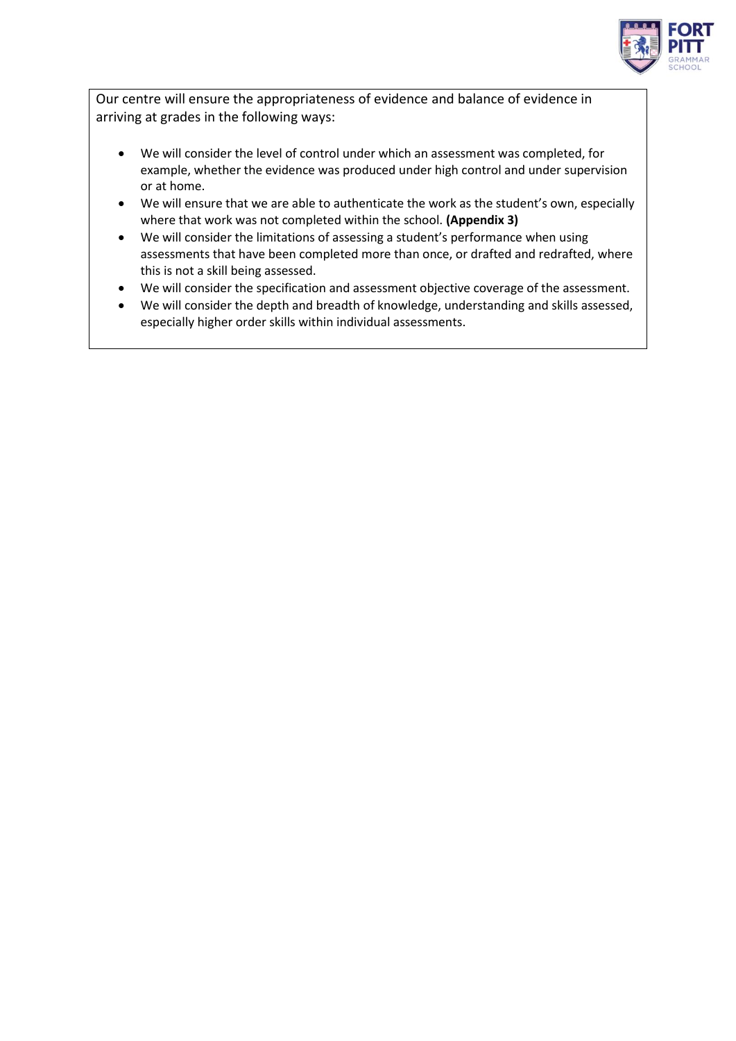Our centre will ensure the appropriateness of evidence and balance of evidence in arriving at grades in the following ways:

- We will consider the level of control under which an assessment was completed, for example, whether the evidence was produced under high control and under supervision or at home.
- We will ensure that we are able to authenticate the work as the student's own, especially where that work was not completed within the school. **(Appendix 3)**
- We will consider the limitations of assessing a student's performance when using assessments that have been completed more than once, or drafted and redrafted, where this is not a skill being assessed.
- We will consider the specification and assessment objective coverage of the assessment.
- We will consider the depth and breadth of knowledge, understanding and skills assessed, especially higher order skills within individual assessments.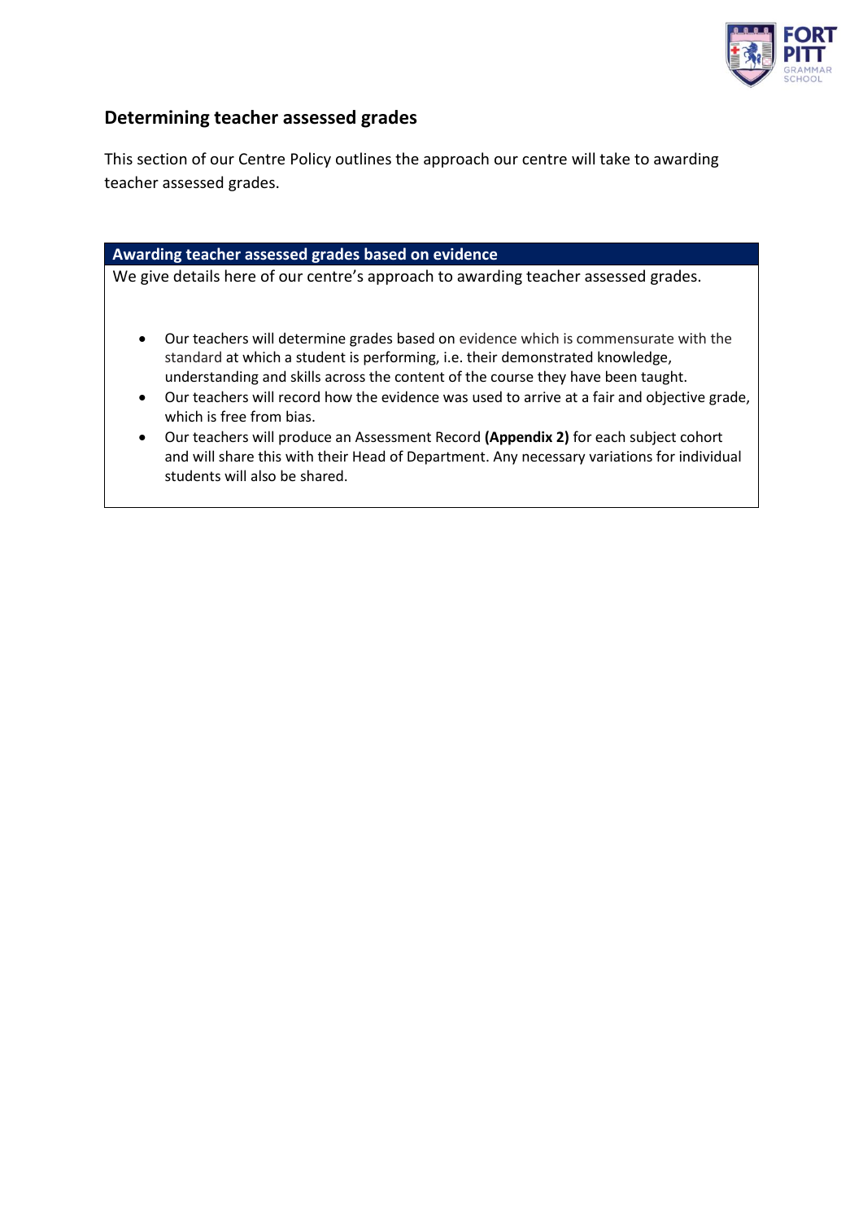## Determining teacher assessed grades

This section of our Centre Policy outlines the approach our centre will take to awarding teacher assessed grades.

### Awarding teacher assessed grades based on evidence

We give details here of our centre's approach to awarding teacher assessed grades.

- Our teachers will determine grades based on evidence which is commensurate with the standard at which a student is performing, i.e. their demonstrated knowledge, understanding and skills across the content of the course they have been taught.
- Our teachers will record how the evidence was used to arrive at a fair and objective grade, which is free from bias.
- Our teachers will produce an Assessment Record **(Appendix 2)** for each subject cohort and will share this with their Head of Department. Any necessary variations for individual students will also be shared.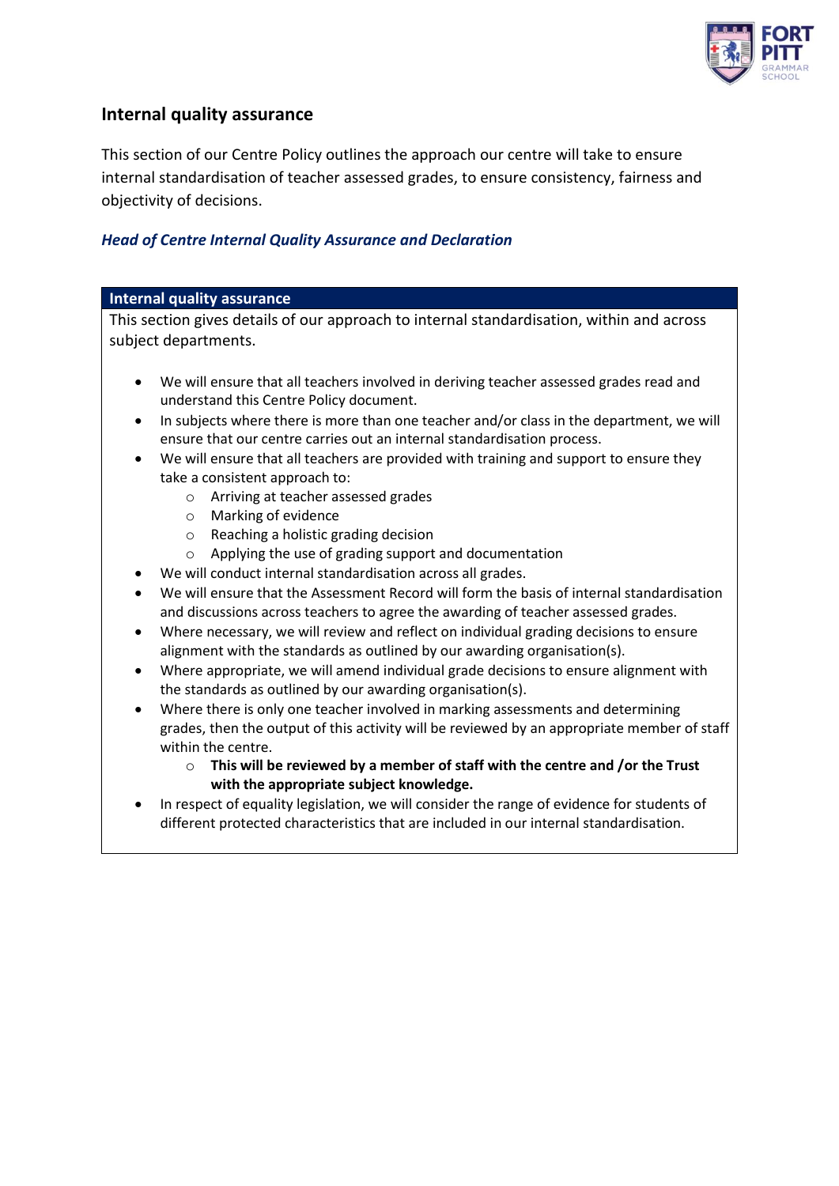## Internal quality assurance

This section of our Centre Policy outlines the approach our centre will take to ensure internal standardisation of teacher assessed grades, to ensure consistency, fairness and objectivity of decisions.

### *Head of Centre Internal Quality Assurance and Declaration*

| **Internal quality assurance** |
| --- |
| This section gives details of our approach to internal standardisation, within and across subject departments. |

- We will ensure that all teachers involved in deriving teacher assessed grades read and understand this Centre Policy document.
- In subjects where there is more than one teacher and/or class in the department, we will ensure that our centre carries out an internal standardisation process.
- We will ensure that all teachers are provided with training and support to ensure they take a consistent approach to:
  - Arriving at teacher assessed grades
  - Marking of evidence
  - Reaching a holistic grading decision
  - Applying the use of grading support and documentation
- We will conduct internal standardisation across all grades.
- We will ensure that the Assessment Record will form the basis of internal standardisation and discussions across teachers to agree the awarding of teacher assessed grades.
- Where necessary, we will review and reflect on individual grading decisions to ensure alignment with the standards as outlined by our awarding organisation(s).
- Where appropriate, we will amend individual grade decisions to ensure alignment with the standards as outlined by our awarding organisation(s).
- Where there is only one teacher involved in marking assessments and determining grades, then the output of this activity will be reviewed by an appropriate member of staff within the centre.
  - **This will be reviewed by a member of staff with the centre and /or the Trust with the appropriate subject knowledge.**
- In respect of equality legislation, we will consider the range of evidence for students of different protected characteristics that are included in our internal standardisation.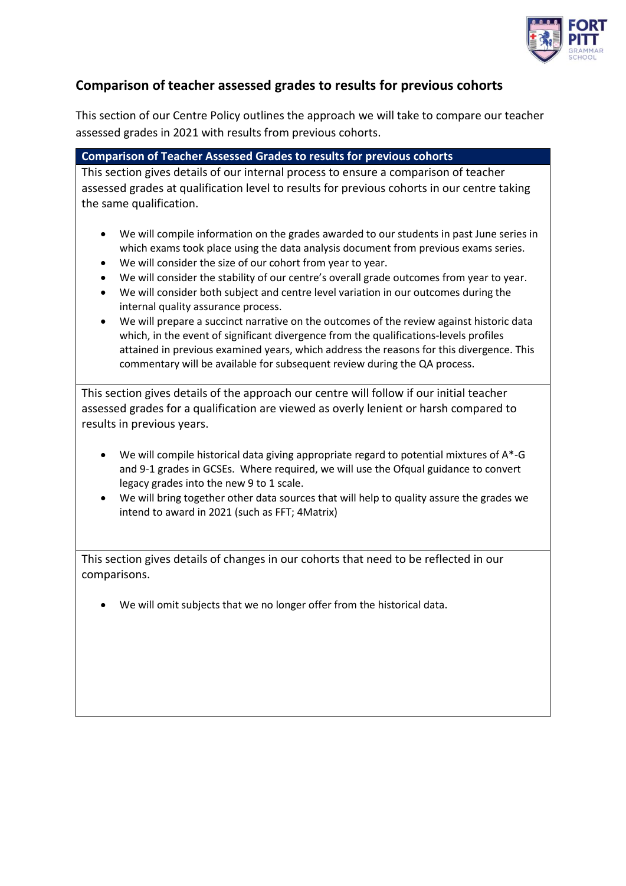## Comparison of teacher assessed grades to results for previous cohorts

This section of our Centre Policy outlines the approach we will take to compare our teacher assessed grades in 2021 with results from previous cohorts.

**Comparison of Teacher Assessed Grades to results for previous cohorts**

This section gives details of our internal process to ensure a comparison of teacher assessed grades at qualification level to results for previous cohorts in our centre taking the same qualification.

- We will compile information on the grades awarded to our students in past June series in which exams took place using the data analysis document from previous exams series.
- We will consider the size of our cohort from year to year.
- We will consider the stability of our centre's overall grade outcomes from year to year.
- We will consider both subject and centre level variation in our outcomes during the internal quality assurance process.
- We will prepare a succinct narrative on the outcomes of the review against historic data which, in the event of significant divergence from the qualifications-levels profiles attained in previous examined years, which address the reasons for this divergence. This commentary will be available for subsequent review during the QA process.

This section gives details of the approach our centre will follow if our initial teacher assessed grades for a qualification are viewed as overly lenient or harsh compared to results in previous years.

- We will compile historical data giving appropriate regard to potential mixtures of A*-G and 9-1 grades in GCSEs. Where required, we will use the Ofqual guidance to convert legacy grades into the new 9 to 1 scale.
- We will bring together other data sources that will help to quality assure the grades we intend to award in 2021 (such as FFT; 4Matrix)

This section gives details of changes in our cohorts that need to be reflected in our comparisons.

- We will omit subjects that we no longer offer from the historical data.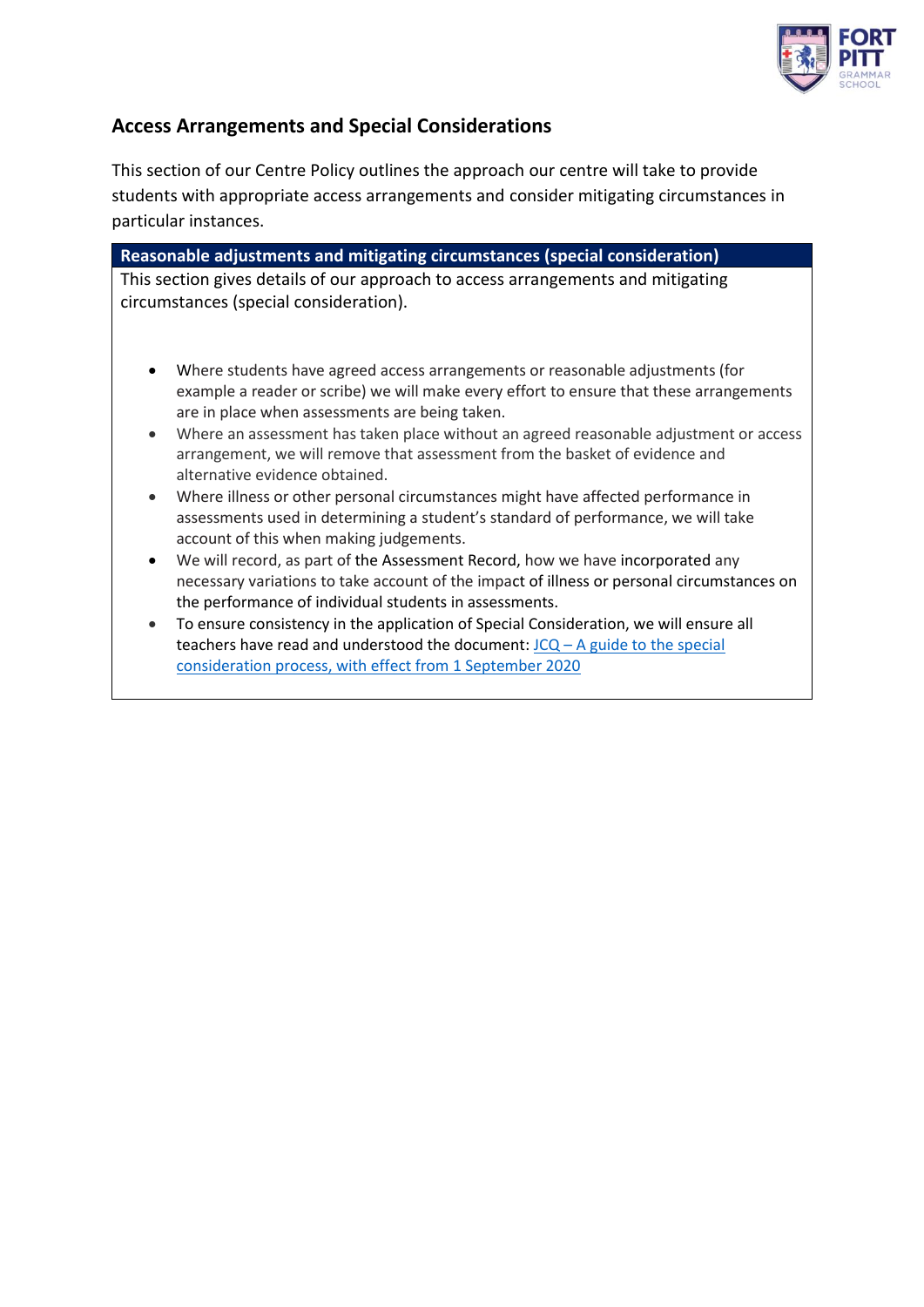## Access Arrangements and Special Considerations

This section of our Centre Policy outlines the approach our centre will take to provide students with appropriate access arrangements and consider mitigating circumstances in particular instances.

### Reasonable adjustments and mitigating circumstances (special consideration)

This section gives details of our approach to access arrangements and mitigating circumstances (special consideration).

- Where students have agreed access arrangements or reasonable adjustments (for example a reader or scribe) we will make every effort to ensure that these arrangements are in place when assessments are being taken.
- Where an assessment has taken place without an agreed reasonable adjustment or access arrangement, we will remove that assessment from the basket of evidence and alternative evidence obtained.
- Where illness or other personal circumstances might have affected performance in assessments used in determining a student's standard of performance, we will take account of this when making judgements.
- We will record, as part of the Assessment Record, how we have incorporated any necessary variations to take account of the impact of illness or personal circumstances on the performance of individual students in assessments.
- To ensure consistency in the application of Special Consideration, we will ensure all teachers have read and understood the document: JCQ – A guide to the special consideration process, with effect from 1 September 2020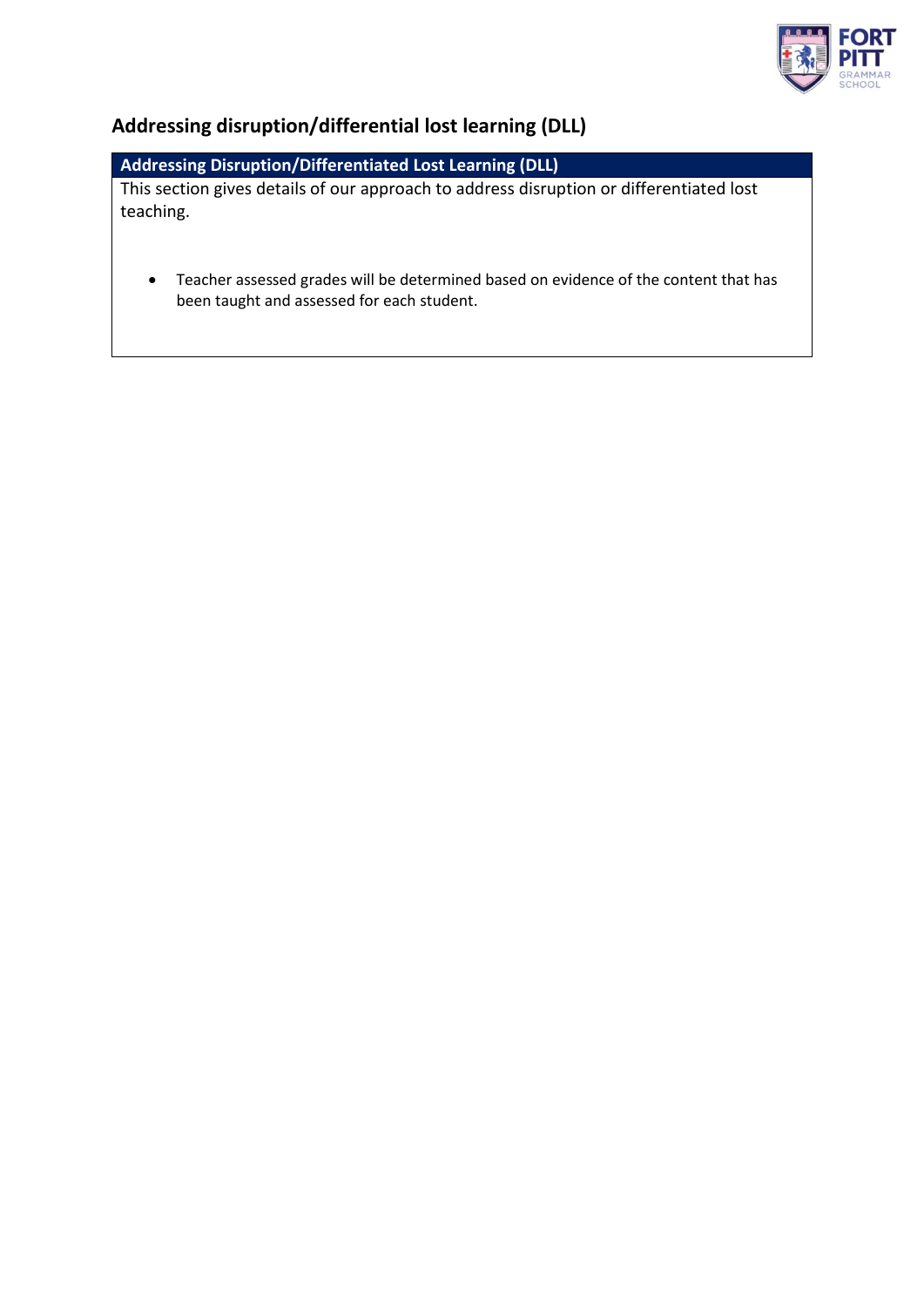## Addressing disruption/differential lost learning (DLL)

| Addressing Disruption/Differentiated Lost Learning (DLL) |
| --- |
| This section gives details of our approach to address disruption or differentiated lost teaching.<br><br>• Teacher assessed grades will be determined based on evidence of the content that has been taught and assessed for each student. |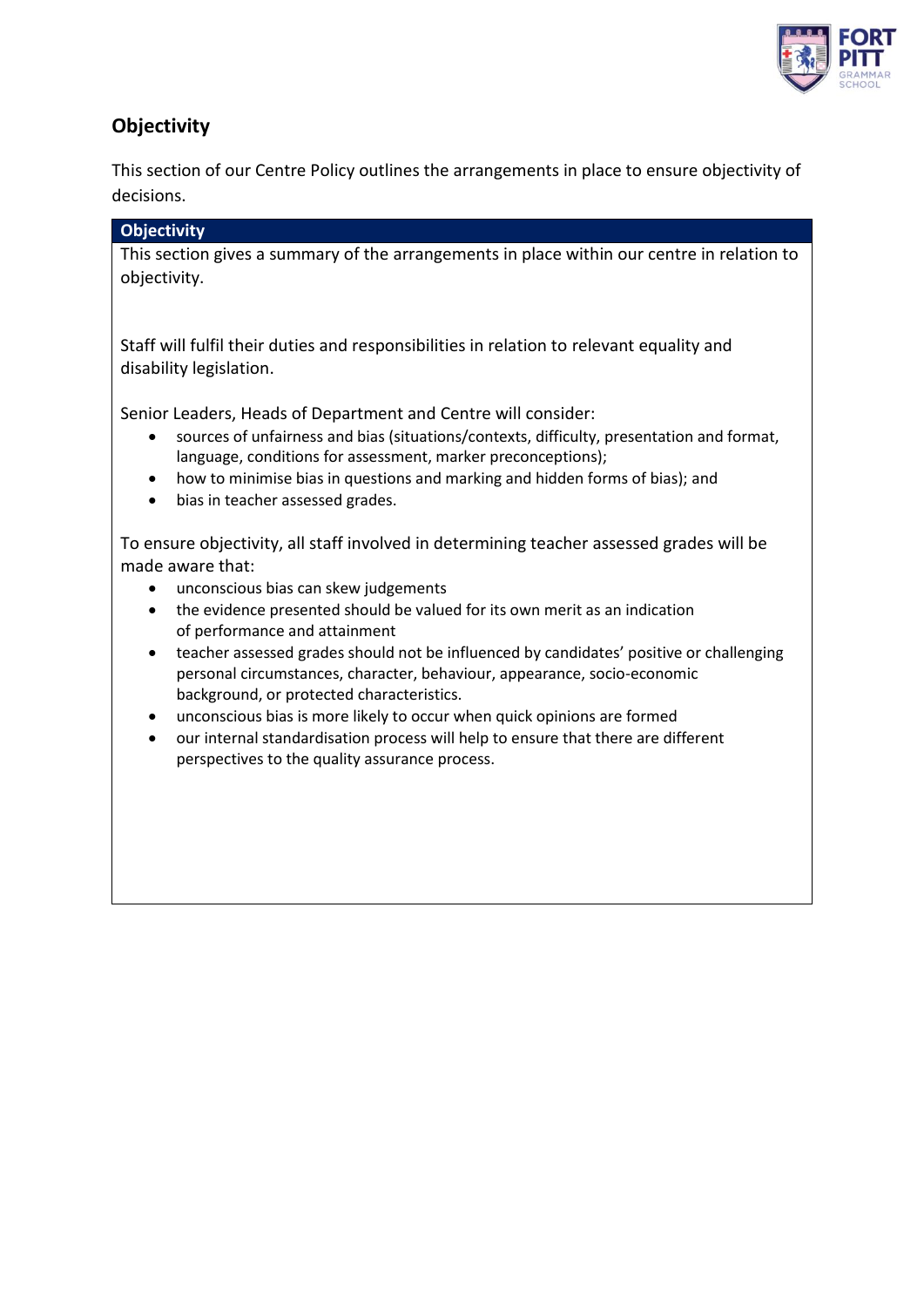## Objectivity

This section of our Centre Policy outlines the arrangements in place to ensure objectivity of decisions.

### Objectivity

This section gives a summary of the arrangements in place within our centre in relation to objectivity.

Staff will fulfil their duties and responsibilities in relation to relevant equality and disability legislation.

Senior Leaders, Heads of Department and Centre will consider:

- sources of unfairness and bias (situations/contexts, difficulty, presentation and format, language, conditions for assessment, marker preconceptions);
- how to minimise bias in questions and marking and hidden forms of bias); and
- bias in teacher assessed grades.

To ensure objectivity, all staff involved in determining teacher assessed grades will be made aware that:

- unconscious bias can skew judgements
- the evidence presented should be valued for its own merit as an indication of performance and attainment
- teacher assessed grades should not be influenced by candidates' positive or challenging personal circumstances, character, behaviour, appearance, socio-economic background, or protected characteristics.
- unconscious bias is more likely to occur when quick opinions are formed
- our internal standardisation process will help to ensure that there are different perspectives to the quality assurance process.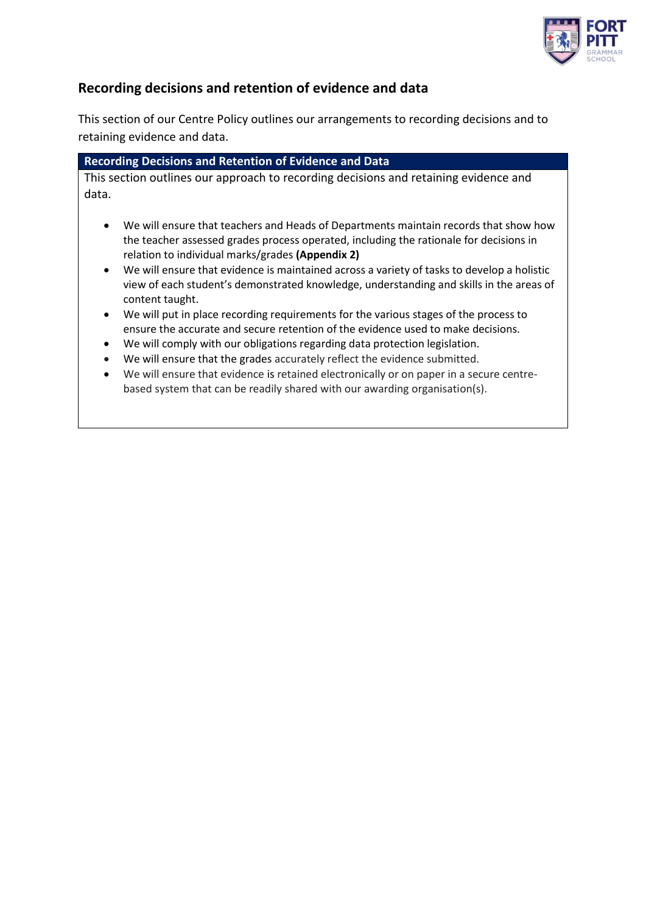## Recording decisions and retention of evidence and data

This section of our Centre Policy outlines our arrangements to recording decisions and to retaining evidence and data.

| Recording Decisions and Retention of Evidence and Data |
| --- |
| This section outlines our approach to recording decisions and retaining evidence and data.<br><br>• We will ensure that teachers and Heads of Departments maintain records that show how the teacher assessed grades process operated, including the rationale for decisions in relation to individual marks/grades **(Appendix 2)**<br>• We will ensure that evidence is maintained across a variety of tasks to develop a holistic view of each student's demonstrated knowledge, understanding and skills in the areas of content taught.<br>• We will put in place recording requirements for the various stages of the process to ensure the accurate and secure retention of the evidence used to make decisions.<br>• We will comply with our obligations regarding data protection legislation.<br>• We will ensure that the grades accurately reflect the evidence submitted.<br>• We will ensure that evidence is retained electronically or on paper in a secure centre-based system that can be readily shared with our awarding organisation(s). |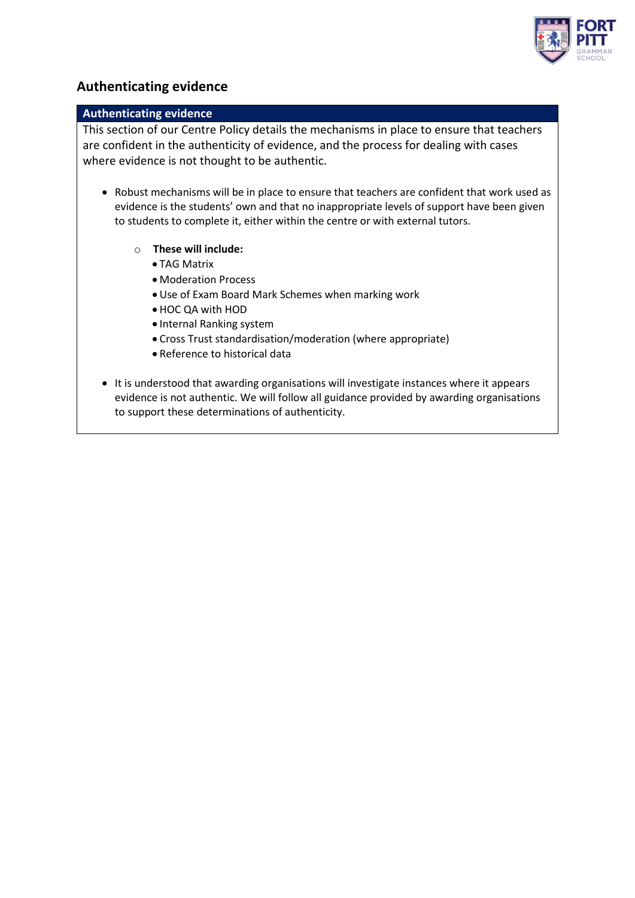## Authenticating evidence

### Authenticating evidence

This section of our Centre Policy details the mechanisms in place to ensure that teachers are confident in the authenticity of evidence, and the process for dealing with cases where evidence is not thought to be authentic.

- Robust mechanisms will be in place to ensure that teachers are confident that work used as evidence is the students' own and that no inappropriate levels of support have been given to students to complete it, either within the centre or with external tutors.
  - **These will include:**
    - TAG Matrix
    - Moderation Process
    - Use of Exam Board Mark Schemes when marking work
    - HOC QA with HOD
    - Internal Ranking system
    - Cross Trust standardisation/moderation (where appropriate)
    - Reference to historical data
- It is understood that awarding organisations will investigate instances where it appears evidence is not authentic. We will follow all guidance provided by awarding organisations to support these determinations of authenticity.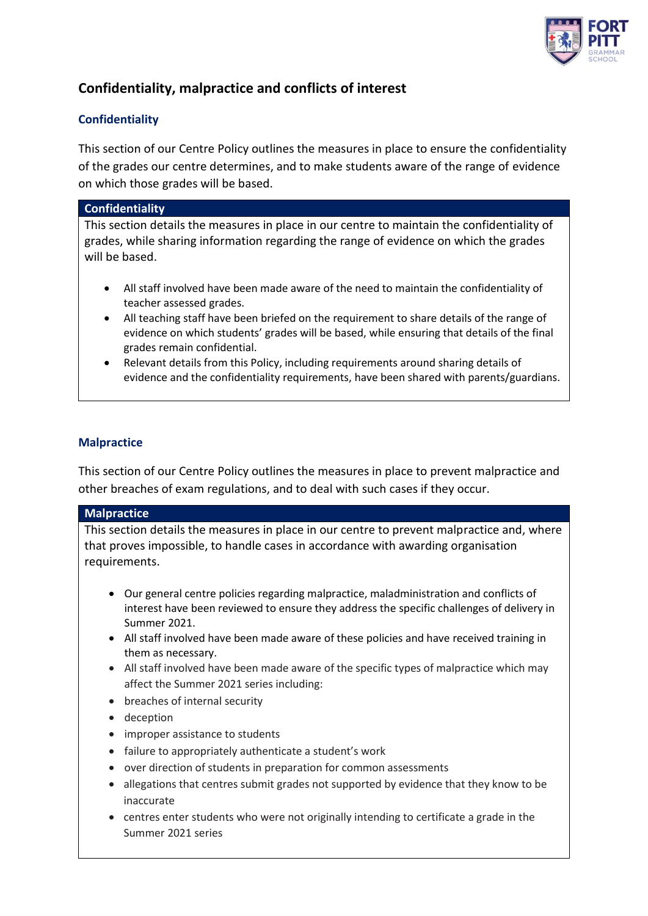## Confidentiality, malpractice and conflicts of interest

### Confidentiality

This section of our Centre Policy outlines the measures in place to ensure the confidentiality of the grades our centre determines, and to make students aware of the range of evidence on which those grades will be based.

| Confidentiality |
| --- |
| This section details the measures in place in our centre to maintain the confidentiality of grades, while sharing information regarding the range of evidence on which the grades will be based.<br><br>• All staff involved have been made aware of the need to maintain the confidentiality of teacher assessed grades.<br>• All teaching staff have been briefed on the requirement to share details of the range of evidence on which students' grades will be based, while ensuring that details of the final grades remain confidential.<br>• Relevant details from this Policy, including requirements around sharing details of evidence and the confidentiality requirements, have been shared with parents/guardians. |

### Malpractice

This section of our Centre Policy outlines the measures in place to prevent malpractice and other breaches of exam regulations, and to deal with such cases if they occur.

| Malpractice |
| --- |
| This section details the measures in place in our centre to prevent malpractice and, where that proves impossible, to handle cases in accordance with awarding organisation requirements.<br><br>• Our general centre policies regarding malpractice, maladministration and conflicts of interest have been reviewed to ensure they address the specific challenges of delivery in Summer 2021.<br>• All staff involved have been made aware of these policies and have received training in them as necessary.<br>• All staff involved have been made aware of the specific types of malpractice which may affect the Summer 2021 series including:<br>• breaches of internal security<br>• deception<br>• improper assistance to students<br>• failure to appropriately authenticate a student's work<br>• over direction of students in preparation for common assessments<br>• allegations that centres submit grades not supported by evidence that they know to be inaccurate<br>• centres enter students who were not originally intending to certificate a grade in the Summer 2021 series |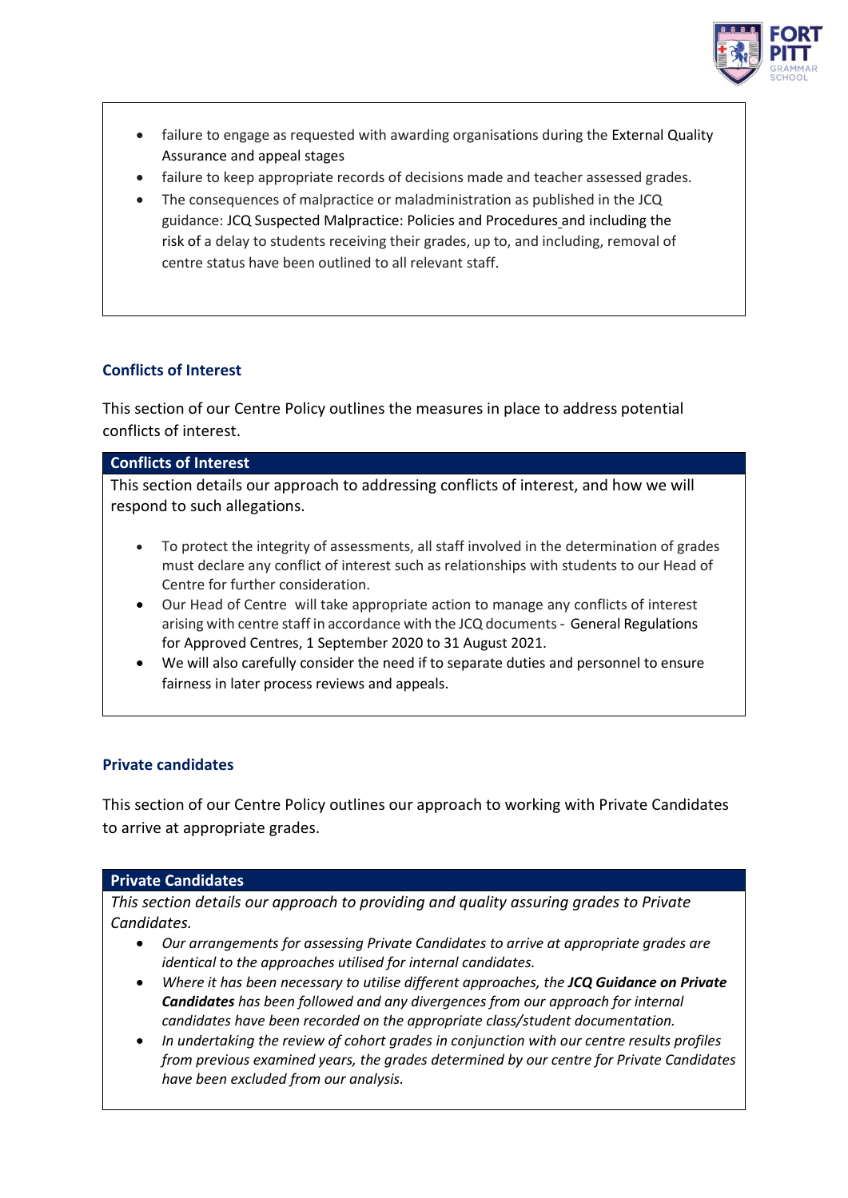- failure to engage as requested with awarding organisations during the External Quality Assurance and appeal stages
- failure to keep appropriate records of decisions made and teacher assessed grades.
- The consequences of malpractice or maladministration as published in the JCQ guidance: JCQ Suspected Malpractice: Policies and Procedures and including the risk of a delay to students receiving their grades, up to, and including, removal of centre status have been outlined to all relevant staff.

### Conflicts of Interest

This section of our Centre Policy outlines the measures in place to address potential conflicts of interest.

#### Conflicts of Interest

This section details our approach to addressing conflicts of interest, and how we will respond to such allegations.

- To protect the integrity of assessments, all staff involved in the determination of grades must declare any conflict of interest such as relationships with students to our Head of Centre for further consideration.
- Our Head of Centre will take appropriate action to manage any conflicts of interest arising with centre staff in accordance with the JCQ documents - General Regulations for Approved Centres, 1 September 2020 to 31 August 2021.
- We will also carefully consider the need if to separate duties and personnel to ensure fairness in later process reviews and appeals.

### Private candidates

This section of our Centre Policy outlines our approach to working with Private Candidates to arrive at appropriate grades.

#### Private Candidates

*This section details our approach to providing and quality assuring grades to Private Candidates.*

- *Our arrangements for assessing Private Candidates to arrive at appropriate grades are identical to the approaches utilised for internal candidates.*
- *Where it has been necessary to utilise different approaches, the **JCQ Guidance on Private Candidates** has been followed and any divergences from our approach for internal candidates have been recorded on the appropriate class/student documentation.*
- *In undertaking the review of cohort grades in conjunction with our centre results profiles from previous examined years, the grades determined by our centre for Private Candidates have been excluded from our analysis.*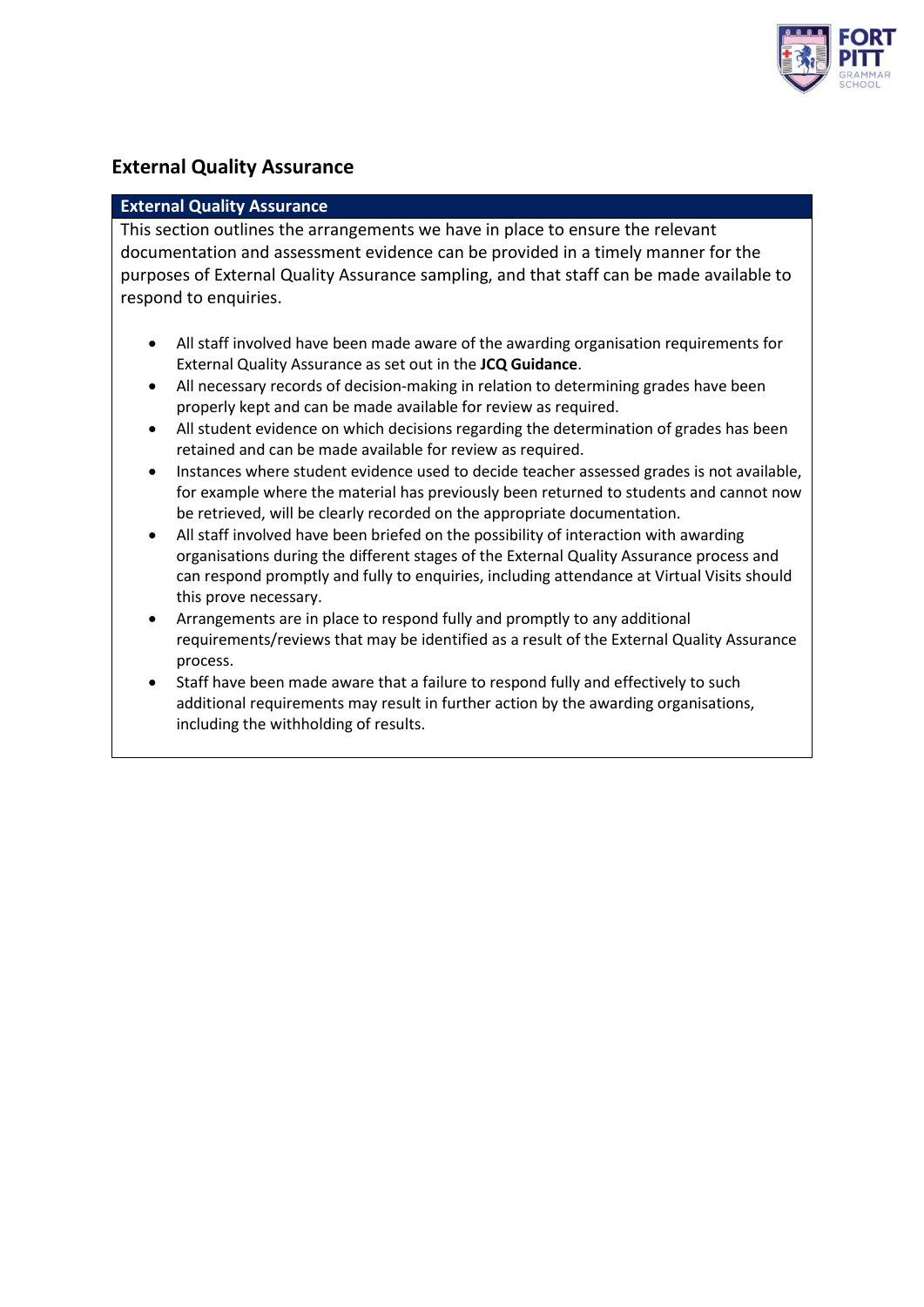## External Quality Assurance

| External Quality Assurance |
| --- |
| This section outlines the arrangements we have in place to ensure the relevant documentation and assessment evidence can be provided in a timely manner for the purposes of External Quality Assurance sampling, and that staff can be made available to respond to enquiries.<br><br>• All staff involved have been made aware of the awarding organisation requirements for External Quality Assurance as set out in the **JCQ Guidance**.<br>• All necessary records of decision-making in relation to determining grades have been properly kept and can be made available for review as required.<br>• All student evidence on which decisions regarding the determination of grades has been retained and can be made available for review as required.<br>• Instances where student evidence used to decide teacher assessed grades is not available, for example where the material has previously been returned to students and cannot now be retrieved, will be clearly recorded on the appropriate documentation.<br>• All staff involved have been briefed on the possibility of interaction with awarding organisations during the different stages of the External Quality Assurance process and can respond promptly and fully to enquiries, including attendance at Virtual Visits should this prove necessary.<br>• Arrangements are in place to respond fully and promptly to any additional requirements/reviews that may be identified as a result of the External Quality Assurance process.<br>• Staff have been made aware that a failure to respond fully and effectively to such additional requirements may result in further action by the awarding organisations, including the withholding of results. |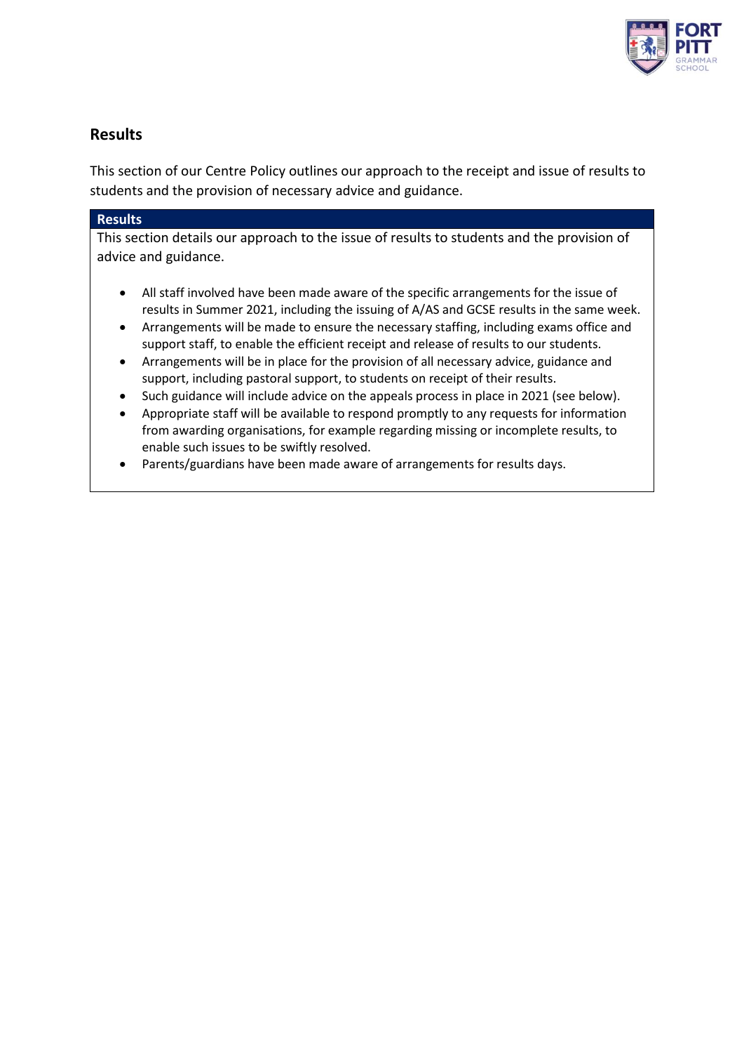## Results

This section of our Centre Policy outlines our approach to the receipt and issue of results to students and the provision of necessary advice and guidance.

| Results |
| --- |
| This section details our approach to the issue of results to students and the provision of advice and guidance.<br><br>• All staff involved have been made aware of the specific arrangements for the issue of results in Summer 2021, including the issuing of A/AS and GCSE results in the same week.<br>• Arrangements will be made to ensure the necessary staffing, including exams office and support staff, to enable the efficient receipt and release of results to our students.<br>• Arrangements will be in place for the provision of all necessary advice, guidance and support, including pastoral support, to students on receipt of their results.<br>• Such guidance will include advice on the appeals process in place in 2021 (see below).<br>• Appropriate staff will be available to respond promptly to any requests for information from awarding organisations, for example regarding missing or incomplete results, to enable such issues to be swiftly resolved.<br>• Parents/guardians have been made aware of arrangements for results days. |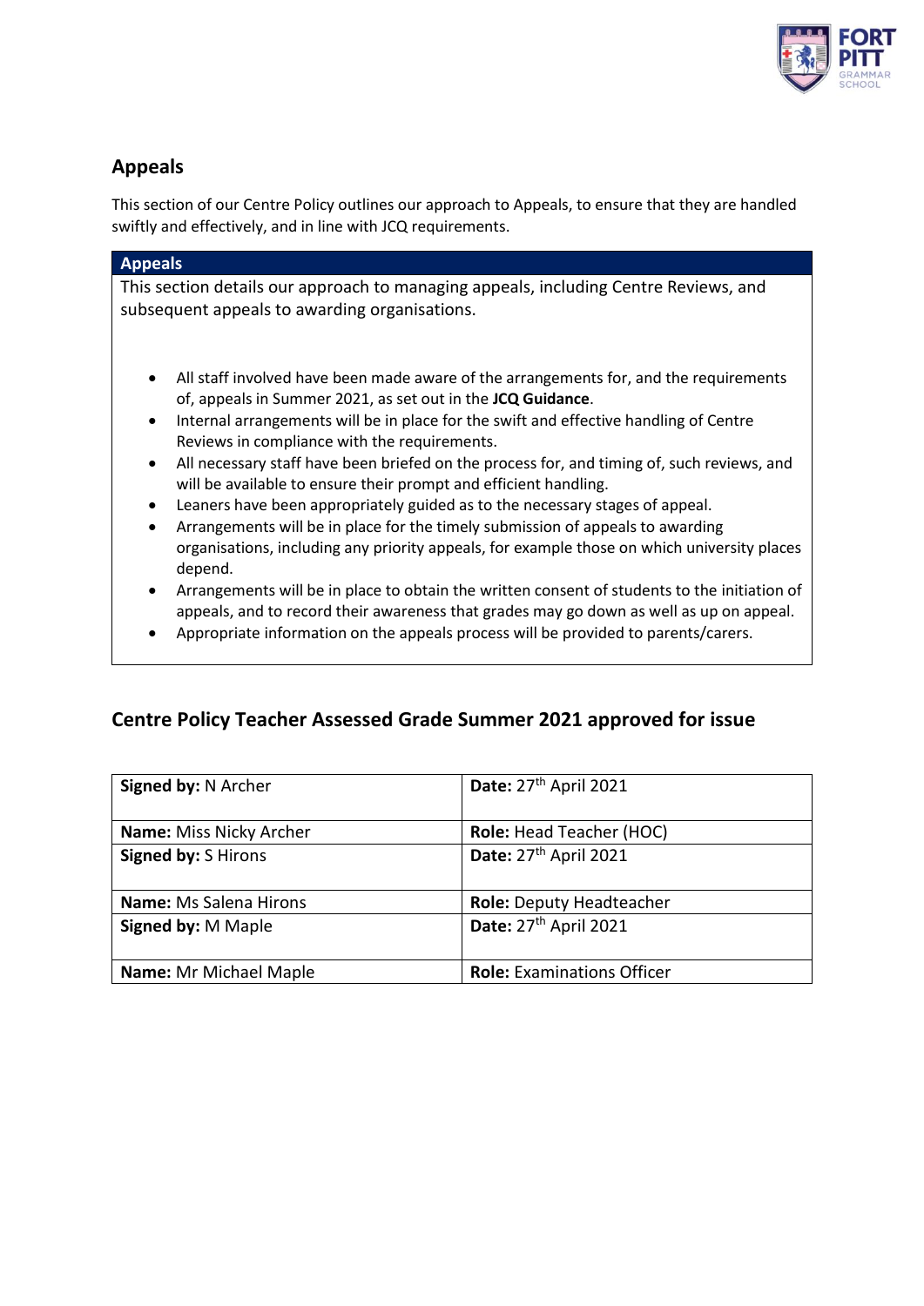## Appeals

This section of our Centre Policy outlines our approach to Appeals, to ensure that they are handled swiftly and effectively, and in line with JCQ requirements.

| Appeals |
| --- |
| This section details our approach to managing appeals, including Centre Reviews, and subsequent appeals to awarding organisations.<br><br>• All staff involved have been made aware of the arrangements for, and the requirements of, appeals in Summer 2021, as set out in the **JCQ Guidance**.<br>• Internal arrangements will be in place for the swift and effective handling of Centre Reviews in compliance with the requirements.<br>• All necessary staff have been briefed on the process for, and timing of, such reviews, and will be available to ensure their prompt and efficient handling.<br>• Leaners have been appropriately guided as to the necessary stages of appeal.<br>• Arrangements will be in place for the timely submission of appeals to awarding organisations, including any priority appeals, for example those on which university places depend.<br>• Arrangements will be in place to obtain the written consent of students to the initiation of appeals, and to record their awareness that grades may go down as well as up on appeal.<br>• Appropriate information on the appeals process will be provided to parents/carers. |

## Centre Policy Teacher Assessed Grade Summer 2021 approved for issue

| | |
| --- | --- |
| **Signed by:** N Archer | **Date:** 27th April 2021 |
| **Name:** Miss Nicky Archer | **Role:** Head Teacher (HOC) |
| **Signed by:** S Hirons | **Date:** 27th April 2021 |
| **Name:** Ms Salena Hirons | **Role:** Deputy Headteacher |
| **Signed by:** M Maple | **Date:** 27th April 2021 |
| **Name:** Mr Michael Maple | **Role:** Examinations Officer |